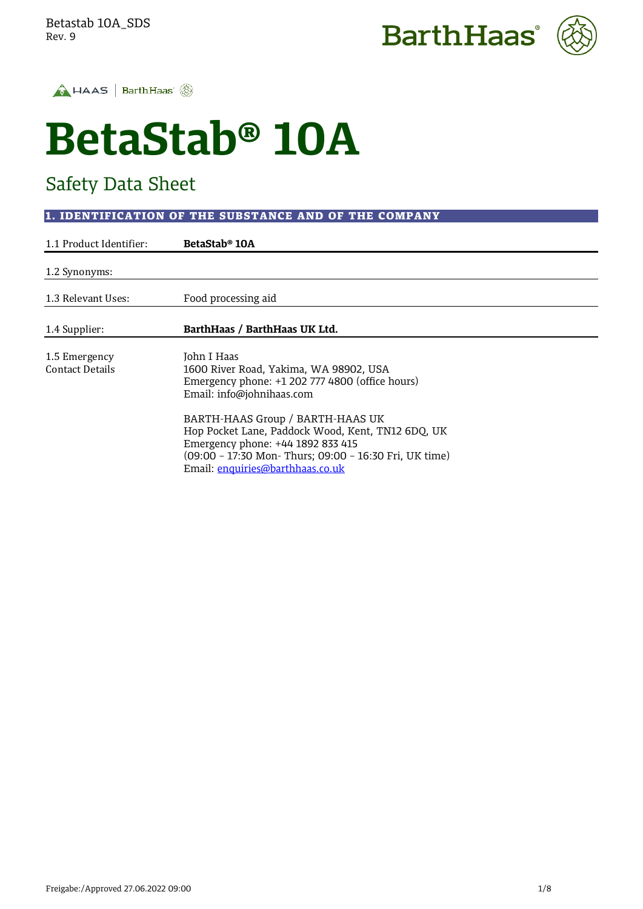# BetaStab® 10A

## Safety Data Sheet

### 1. IDENTIFICATION OF THE SUBSTANCE AND OF THE COMPANY

| | |
|---|---|
| 1.1 Product Identifier: | **BetaStab® 10A** |
| 1.2 Synonyms: | |
| 1.3 Relevant Uses: | Food processing aid |
| 1.4 Supplier: | **BarthHaas / BarthHaas UK Ltd.** |
| 1.5 Emergency Contact Details | John I Haas<br>1600 River Road, Yakima, WA 98902, USA<br>Emergency phone: +1 202 777 4800 (office hours)<br>Email: info@johnihaas.com<br><br>BARTH-HAAS Group / BARTH-HAAS UK<br>Hop Pocket Lane, Paddock Wood, Kent, TN12 6DQ, UK<br>Emergency phone: +44 1892 833 415<br>(09:00 – 17:30 Mon- Thurs; 09:00 – 16:30 Fri, UK time)<br>Email: enquiries@barthhaas.co.uk |

Freigabe:/Approved 27.06.2022 09:00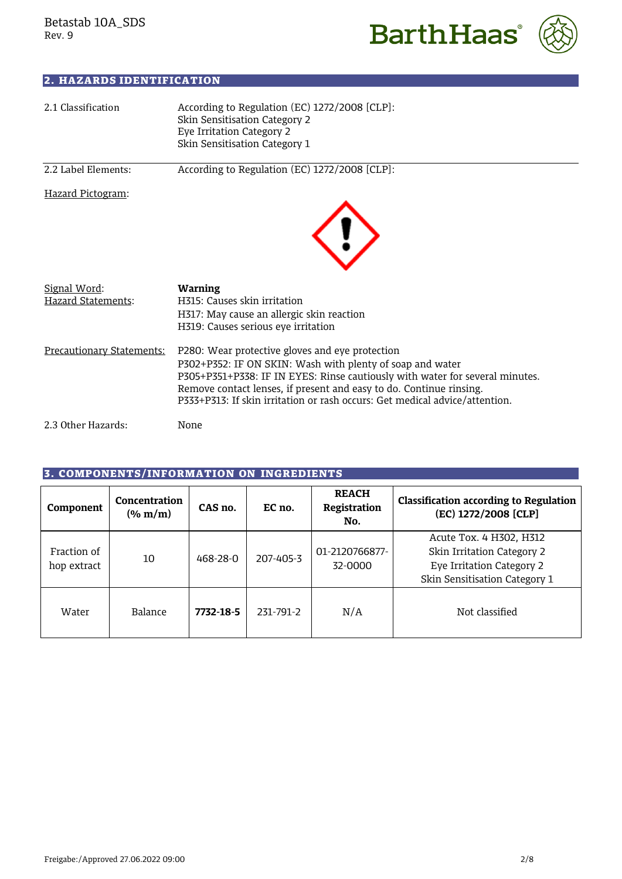## 2. HAZARDS IDENTIFICATION

**2.1 Classification**

According to Regulation (EC) 1272/2008 [CLP]:
Skin Sensitisation Category 2
Eye Irritation Category 2
Skin Sensitisation Category 1

**2.2 Label Elements:**

According to Regulation (EC) 1272/2008 [CLP]:

Hazard Pictogram:

Signal Word: **Warning**

Hazard Statements:
H315: Causes skin irritation
H317: May cause an allergic skin reaction
H319: Causes serious eye irritation

Precautionary Statements:
P280: Wear protective gloves and eye protection
P302+P352: IF ON SKIN: Wash with plenty of soap and water
P305+P351+P338: IF IN EYES: Rinse cautiously with water for several minutes. Remove contact lenses, if present and easy to do. Continue rinsing.
P333+P313: If skin irritation or rash occurs: Get medical advice/attention.

**2.3 Other Hazards:** None

## 3. COMPONENTS/INFORMATION ON INGREDIENTS

| Component | Concentration (% m/m) | CAS no. | EC no. | REACH Registration No. | Classification according to Regulation (EC) 1272/2008 [CLP] |
|---|---|---|---|---|---|
| Fraction of hop extract | 10 | 468-28-0 | 207-405-3 | 01-2120766877-32-0000 | Acute Tox. 4 H302, H312<br>Skin Irritation Category 2<br>Eye Irritation Category 2<br>Skin Sensitisation Category 1 |
| Water | Balance | **7732-18-5** | 231-791-2 | N/A | Not classified |

Freigabe:/Approved 27.06.2022 09:00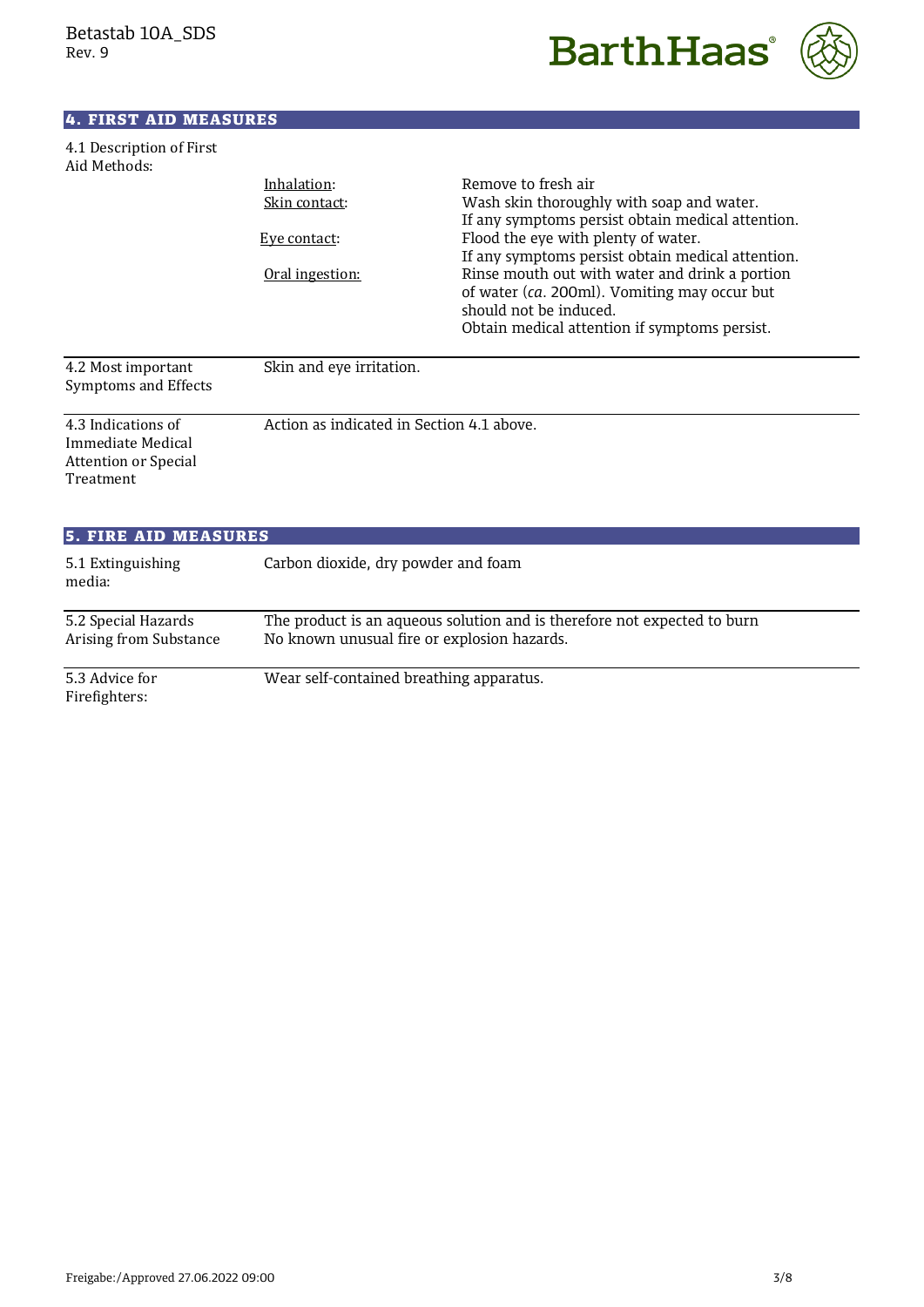## 4. FIRST AID MEASURES

| | | |
|---|---|---|
| 4.1 Description of First Aid Methods: | | |
| | Inhalation: | Remove to fresh air |
| | Skin contact: | Wash skin thoroughly with soap and water. If any symptoms persist obtain medical attention. |
| | Eye contact: | Flood the eye with plenty of water. If any symptoms persist obtain medical attention. |
| | Oral ingestion: | Rinse mouth out with water and drink a portion of water (*ca*. 200ml). Vomiting may occur but should not be induced. Obtain medical attention if symptoms persist. |

| | |
|---|---|
| 4.2 Most important Symptoms and Effects | Skin and eye irritation. |
| 4.3 Indications of Immediate Medical Attention or Special Treatment | Action as indicated in Section 4.1 above. |

## 5. FIRE AID MEASURES

| | |
|---|---|
| 5.1 Extinguishing media: | Carbon dioxide, dry powder and foam |
| 5.2 Special Hazards Arising from Substance | The product is an aqueous solution and is therefore not expected to burn. No known unusual fire or explosion hazards. |
| 5.3 Advice for Firefighters: | Wear self-contained breathing apparatus. |

Freigabe:/Approved 27.06.2022 09:00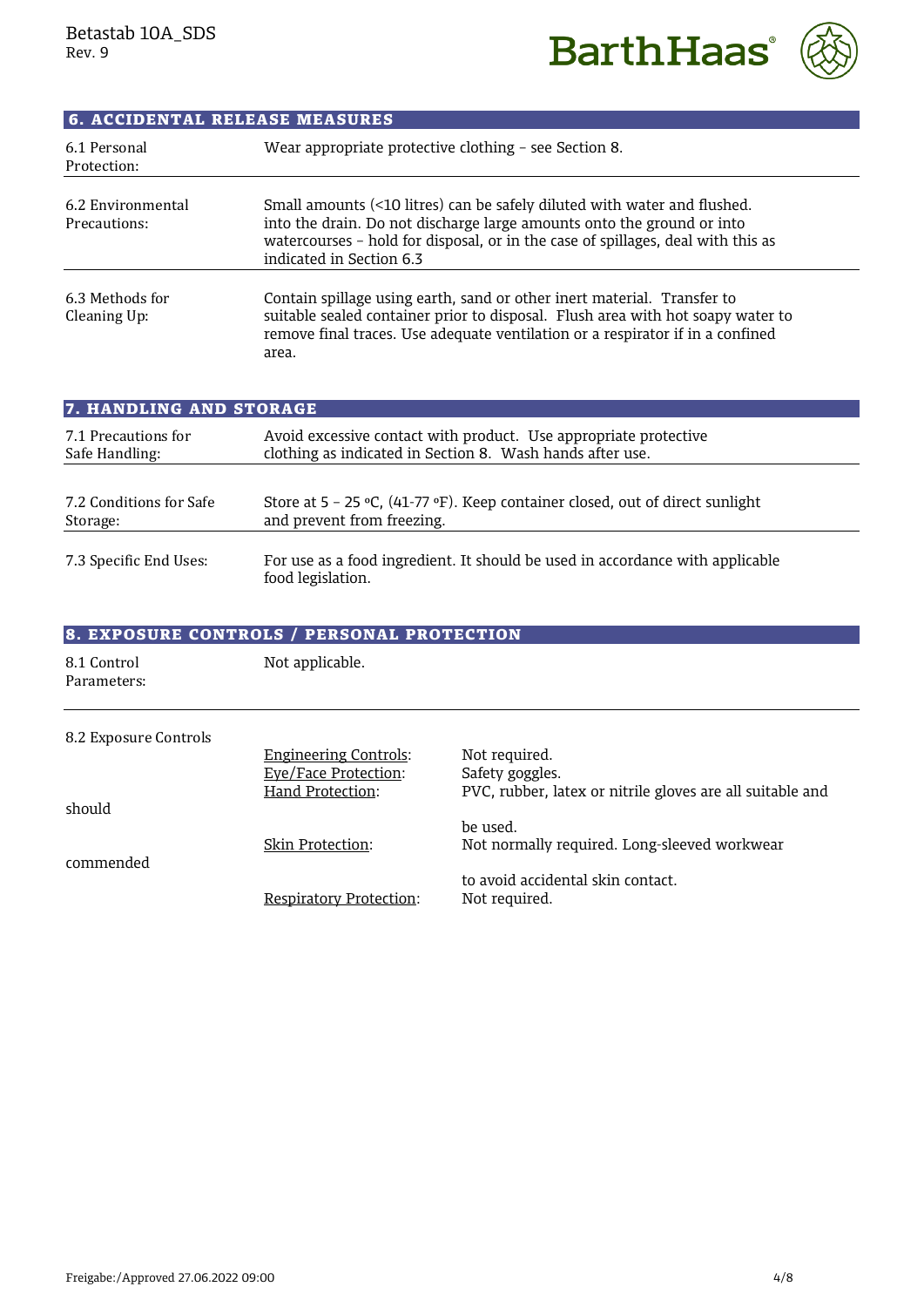## 6. ACCIDENTAL RELEASE MEASURES

| | |
|---|---|
| 6.1 Personal Protection: | Wear appropriate protective clothing – see Section 8. |
| 6.2 Environmental Precautions: | Small amounts (<10 litres) can be safely diluted with water and flushed. into the drain. Do not discharge large amounts onto the ground or into watercourses – hold for disposal, or in the case of spillages, deal with this as indicated in Section 6.3 |
| 6.3 Methods for Cleaning Up: | Contain spillage using earth, sand or other inert material. Transfer to suitable sealed container prior to disposal. Flush area with hot soapy water to remove final traces. Use adequate ventilation or a respirator if in a confined area. |

## 7. HANDLING AND STORAGE

| | |
|---|---|
| 7.1 Precautions for Safe Handling: | Avoid excessive contact with product. Use appropriate protective clothing as indicated in Section 8. Wash hands after use. |
| 7.2 Conditions for Safe Storage: | Store at 5 – 25 ºC, (41-77 ºF). Keep container closed, out of direct sunlight and prevent from freezing. |
| 7.3 Specific End Uses: | For use as a food ingredient. It should be used in accordance with applicable food legislation. |

## 8. EXPOSURE CONTROLS / PERSONAL PROTECTION

| | |
|---|---|
| 8.1 Control Parameters: | Not applicable. |

8.2 Exposure Controls

| | |
|---|---|
| Engineering Controls: | Not required. |
| Eye/Face Protection: | Safety goggles. |
| Hand Protection: | PVC, rubber, latex or nitrile gloves are all suitable and should be used. |
| Skin Protection: | Not normally required. Long-sleeved workwear commended to avoid accidental skin contact. |
| Respiratory Protection: | Not required. |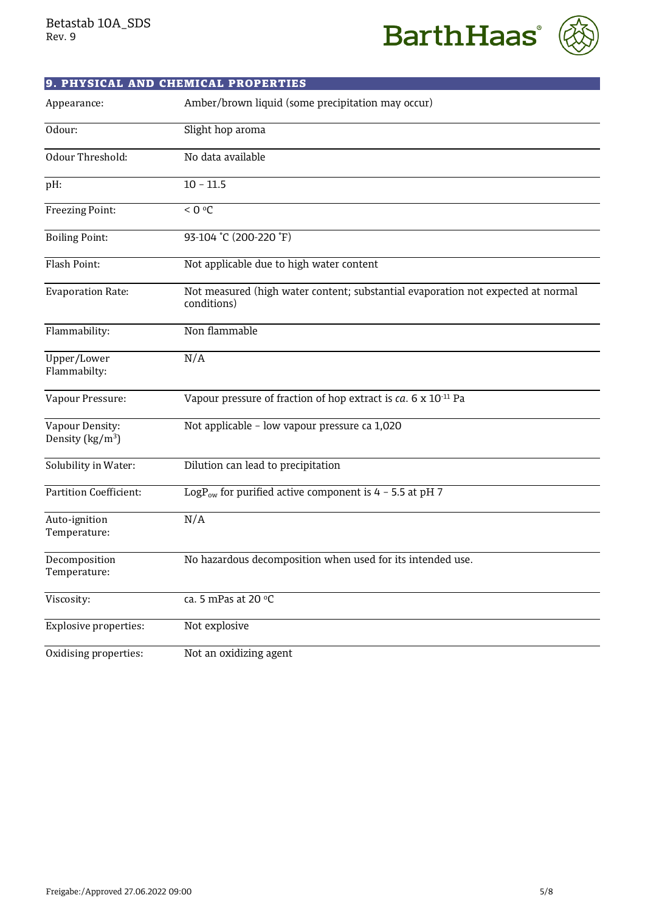## 9. PHYSICAL AND CHEMICAL PROPERTIES

| | |
|---|---|
| Appearance: | Amber/brown liquid (some precipitation may occur) |
| Odour: | Slight hop aroma |
| Odour Threshold: | No data available |
| pH: | 10 – 11.5 |
| Freezing Point: | < 0 °C |
| Boiling Point: | 93-104 ˚C (200-220 ˚F) |
| Flash Point: | Not applicable due to high water content |
| Evaporation Rate: | Not measured (high water content; substantial evaporation not expected at normal conditions) |
| Flammability: | Non flammable |
| Upper/Lower Flammabilty: | N/A |
| Vapour Pressure: | Vapour pressure of fraction of hop extract is *ca.* $6 \times 10^{-11}$ Pa |
| Vapour Density: Density ($kg/m^3$) | Not applicable – low vapour pressure ca 1,020 |
| Solubility in Water: | Dilution can lead to precipitation |
| Partition Coefficient: | $LogP_{ow}$ for purified active component is 4 – 5.5 at pH 7 |
| Auto-ignition Temperature: | N/A |
| Decomposition Temperature: | No hazardous decomposition when used for its intended use. |
| Viscosity: | ca. 5 mPas at 20 °C |
| Explosive properties: | Not explosive |
| Oxidising properties: | Not an oxidizing agent |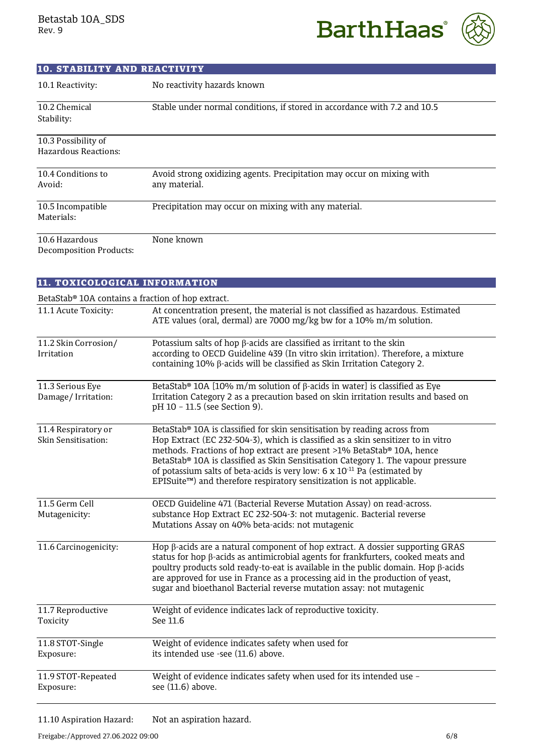## 10. STABILITY AND REACTIVITY

| | |
|---|---|
| 10.1 Reactivity: | No reactivity hazards known |
| 10.2 Chemical Stability: | Stable under normal conditions, if stored in accordance with 7.2 and 10.5 |
| 10.3 Possibility of Hazardous Reactions: | |
| 10.4 Conditions to Avoid: | Avoid strong oxidizing agents. Precipitation may occur on mixing with any material. |
| 10.5 Incompatible Materials: | Precipitation may occur on mixing with any material. |
| 10.6 Hazardous Decomposition Products: | None known |

## 11. TOXICOLOGICAL INFORMATION

BetaStab® 10A contains a fraction of hop extract.

| | |
|---|---|
| 11.1 Acute Toxicity: | At concentration present, the material is not classified as hazardous. Estimated ATE values (oral, dermal) are 7000 mg/kg bw for a 10% m/m solution. |
| 11.2 Skin Corrosion/ Irritation | Potassium salts of hop β-acids are classified as irritant to the skin according to OECD Guideline 439 (In vitro skin irritation). Therefore, a mixture containing 10% β-acids will be classified as Skin Irritation Category 2. |
| 11.3 Serious Eye Damage/ Irritation: | BetaStab® 10A [10% m/m solution of β-acids in water] is classified as Eye Irritation Category 2 as a precaution based on skin irritation results and based on pH 10 – 11.5 (see Section 9). |
| 11.4 Respiratory or Skin Sensitisation: | BetaStab® 10A is classified for skin sensitisation by reading across from Hop Extract (EC 232-504-3), which is classified as a skin sensitizer to in vitro methods. Fractions of hop extract are present >1% BetaStab® 10A, hence BetaStab® 10A is classified as Skin Sensitisation Category 1. The vapour pressure of potassium salts of beta-acids is very low: $6 \times 10^{-11}$ Pa (estimated by EPISuite™) and therefore respiratory sensitization is not applicable. |
| 11.5 Germ Cell Mutagenicity: | OECD Guideline 471 (Bacterial Reverse Mutation Assay) on read-across. substance Hop Extract EC 232-504-3: not mutagenic. Bacterial reverse Mutations Assay on 40% beta-acids: not mutagenic |
| 11.6 Carcinogenicity: | Hop β-acids are a natural component of hop extract. A dossier supporting GRAS status for hop β-acids as antimicrobial agents for frankfurters, cooked meats and poultry products sold ready-to-eat is available in the public domain. Hop β-acids are approved for use in France as a processing aid in the production of yeast, sugar and bioethanol Bacterial reverse mutation assay: not mutagenic |
| 11.7 Reproductive Toxicity | Weight of evidence indicates lack of reproductive toxicity. See 11.6 |
| 11.8 STOT-Single Exposure: | Weight of evidence indicates safety when used for its intended use -see (11.6) above. |
| 11.9 STOT-Repeated Exposure: | Weight of evidence indicates safety when used for its intended use – see (11.6) above. |
| 11.10 Aspiration Hazard: | Not an aspiration hazard. |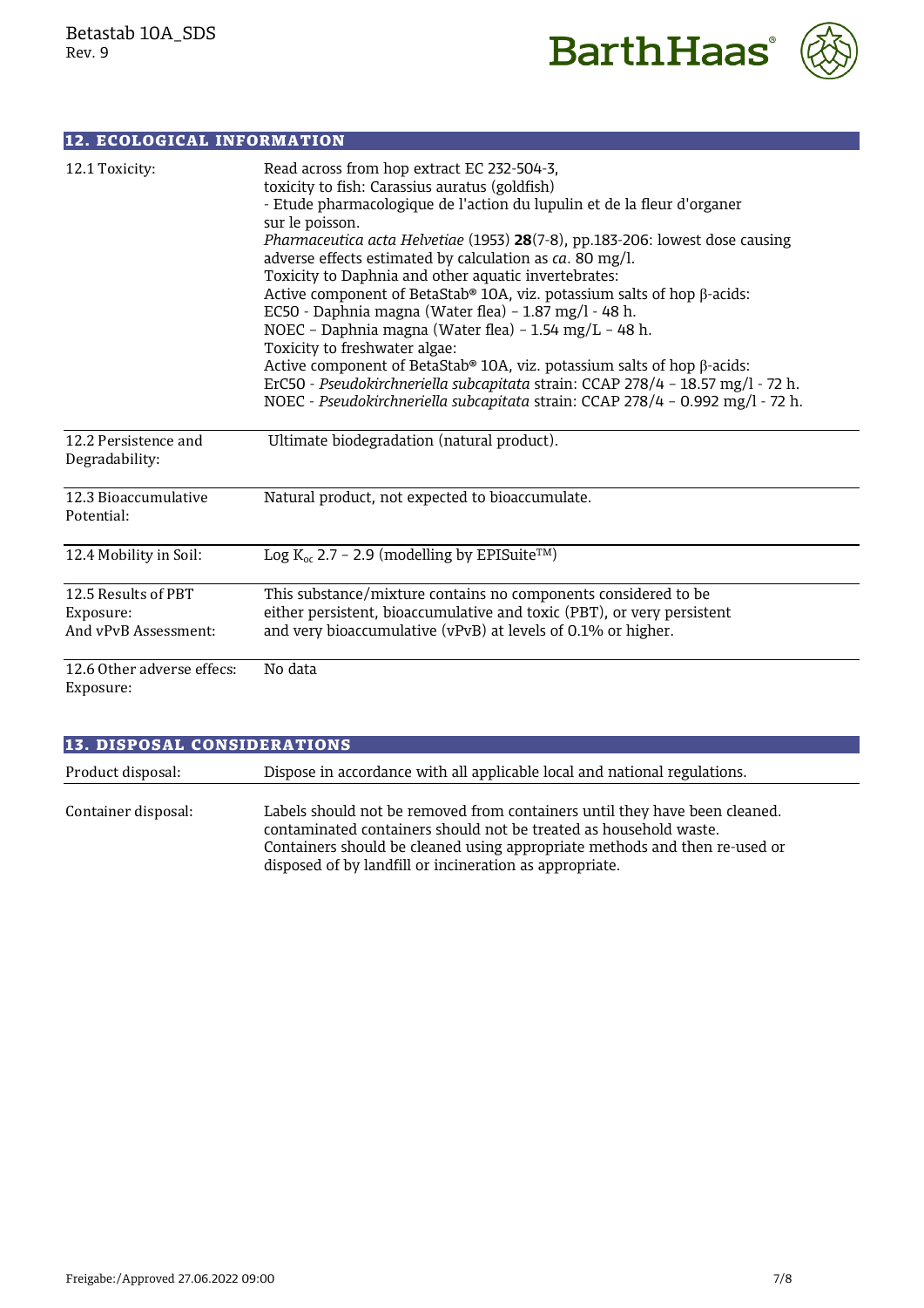## 12. ECOLOGICAL INFORMATION

| | |
|---|---|
| 12.1 Toxicity: | Read across from hop extract EC 232-504-3,<br>toxicity to fish: Carassius auratus (goldfish)<br>- Etude pharmacologique de l'action du lupulin et de la fleur d'organer sur le poisson.<br>*Pharmaceutica acta Helvetiae* (1953) **28**(7-8), pp.183-206: lowest dose causing adverse effects estimated by calculation as *ca*. 80 mg/l.<br>Toxicity to Daphnia and other aquatic invertebrates:<br>Active component of BetaStab® 10A, viz. potassium salts of hop β-acids:<br>EC50 - Daphnia magna (Water flea) – 1.87 mg/l - 48 h.<br>NOEC – Daphnia magna (Water flea) – 1.54 mg/L – 48 h.<br>Toxicity to freshwater algae:<br>Active component of BetaStab® 10A, viz. potassium salts of hop β-acids:<br>ErC50 - *Pseudokirchneriella subcapitata* strain: CCAP 278/4 – 18.57 mg/l - 72 h.<br>NOEC - *Pseudokirchneriella subcapitata* strain: CCAP 278/4 – 0.992 mg/l - 72 h. |
| 12.2 Persistence and Degradability: | Ultimate biodegradation (natural product). |
| 12.3 Bioaccumulative Potential: | Natural product, not expected to bioaccumulate. |
| 12.4 Mobility in Soil: | Log $K_{oc}$ 2.7 – 2.9 (modelling by EPISuite™) |
| 12.5 Results of PBT Exposure: And vPvB Assessment: | This substance/mixture contains no components considered to be either persistent, bioaccumulative and toxic (PBT), or very persistent and very bioaccumulative (vPvB) at levels of 0.1% or higher. |
| 12.6 Other adverse effecs: Exposure: | No data |

## 13. DISPOSAL CONSIDERATIONS

| | |
|---|---|
| Product disposal: | Dispose in accordance with all applicable local and national regulations. |
| Container disposal: | Labels should not be removed from containers until they have been cleaned. contaminated containers should not be treated as household waste. Containers should be cleaned using appropriate methods and then re-used or disposed of by landfill or incineration as appropriate. |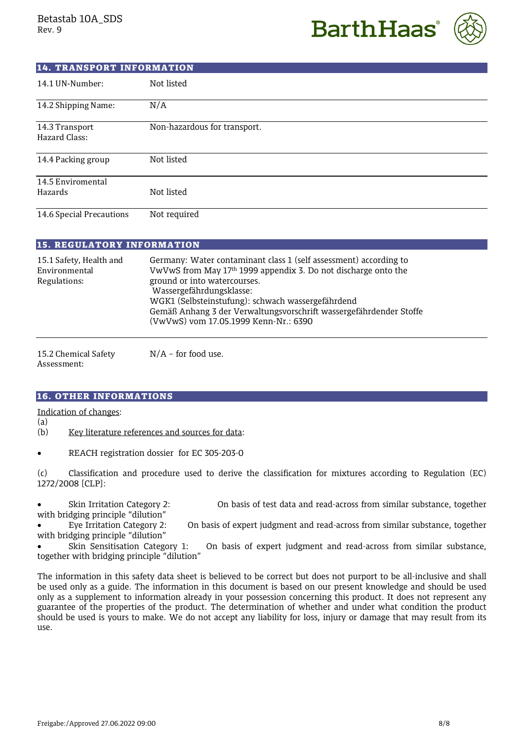## 14. TRANSPORT INFORMATION

| | |
|---|---|
| 14.1 UN-Number: | Not listed |
| 14.2 Shipping Name: | N/A |
| 14.3 Transport Hazard Class: | Non-hazardous for transport. |
| 14.4 Packing group | Not listed |
| 14.5 Enviromental Hazards | Not listed |
| 14.6 Special Precautions | Not required |

## 15. REGULATORY INFORMATION

| | |
|---|---|
| 15.1 Safety, Health and Environmental Regulations: | Germany: Water contaminant class 1 (self assessment) according to VwVwS from May 17th 1999 appendix 3. Do not discharge onto the ground or into watercourses. Wassergefährdungsklasse: WGK1 (Selbsteinstufung): schwach wassergefährdend Gemäß Anhang 3 der Verwaltungsvorschrift wassergefährdender Stoffe (VwVwS) vom 17.05.1999 Kenn-Nr.: 6390 |
| 15.2 Chemical Safety Assessment: | N/A – for food use. |

## 16. OTHER INFORMATIONS

Indication of changes:

(a)

(b) Key literature references and sources for data:

- REACH registration dossier for EC 305-203-0

(c) Classification and procedure used to derive the classification for mixtures according to Regulation (EC) 1272/2008 [CLP]:

- Skin Irritation Category 2: On basis of test data and read-across from similar substance, together with bridging principle "dilution"
- Eye Irritation Category 2: On basis of expert judgment and read-across from similar substance, together with bridging principle "dilution"
- Skin Sensitisation Category 1: On basis of expert judgment and read-across from similar substance, together with bridging principle "dilution"

The information in this safety data sheet is believed to be correct but does not purport to be all-inclusive and shall be used only as a guide. The information in this document is based on our present knowledge and should be used only as a supplement to information already in your possession concerning this product. It does not represent any guarantee of the properties of the product. The determination of whether and under what condition the product should be used is yours to make. We do not accept any liability for loss, injury or damage that may result from its use.

Freigabe:/Approved 27.06.2022 09:00